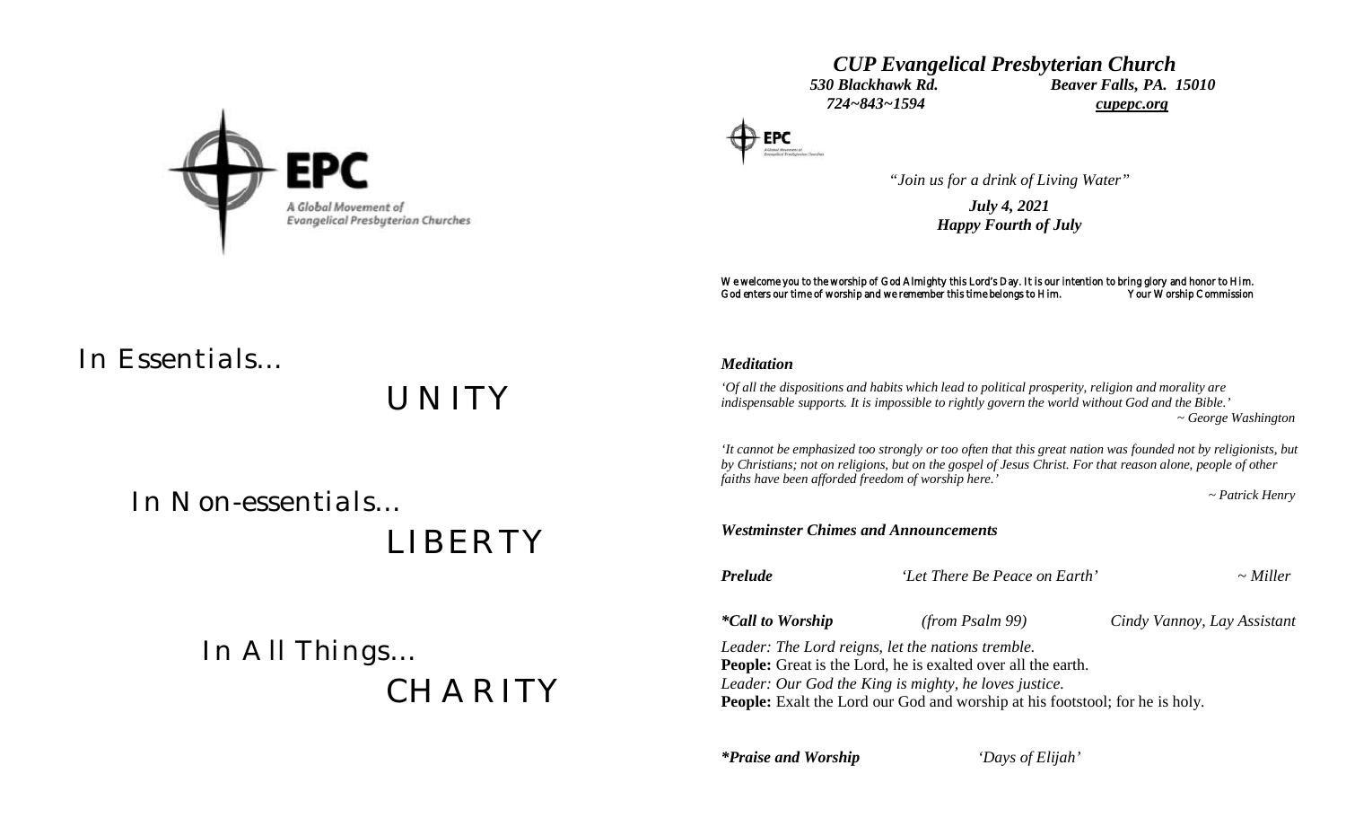EPC

A Global Movement of Evangelical Presbyterian Churches

In Essentials…

UNITY

In Non-essentials…

LIBERTY

In All Things…

CHARITY

# *CUP Evangelical Presbyterian Church*

***530 Blackhawk Rd.*** ***Beaver Falls, PA. 15010***

***724~843~1594*** ***cupepc.org***

*"Join us for a drink of Living Water"*

***July 4, 2021***

***Happy Fourth of July***

We welcome you to the worship of God Almighty this Lord's Day. It is our intention to bring glory and honor to Him. God enters our time of worship and we remember this time belongs to Him. Your Worship Commission

***Meditation***

*'Of all the dispositions and habits which lead to political prosperity, religion and morality are indispensable supports. It is impossible to rightly govern the world without God and the Bible.'*
*~ George Washington*

*'It cannot be emphasized too strongly or too often that this great nation was founded not by religionists, but by Christians; not on religions, but on the gospel of Jesus Christ. For that reason alone, people of other faiths have been afforded freedom of worship here.'*
*~ Patrick Henry*

***Westminster Chimes and Announcements***

***Prelude*** *'Let There Be Peace on Earth'* *~ Miller*

***\*Call to Worship*** *(from Psalm 99)* *Cindy Vannoy, Lay Assistant*

*Leader: The Lord reigns, let the nations tremble.*
**People:** Great is the Lord, he is exalted over all the earth.
*Leader: Our God the King is mighty, he loves justice.*
**People:** Exalt the Lord our God and worship at his footstool; for he is holy.

***\*Praise and Worship*** *'Days of Elijah'*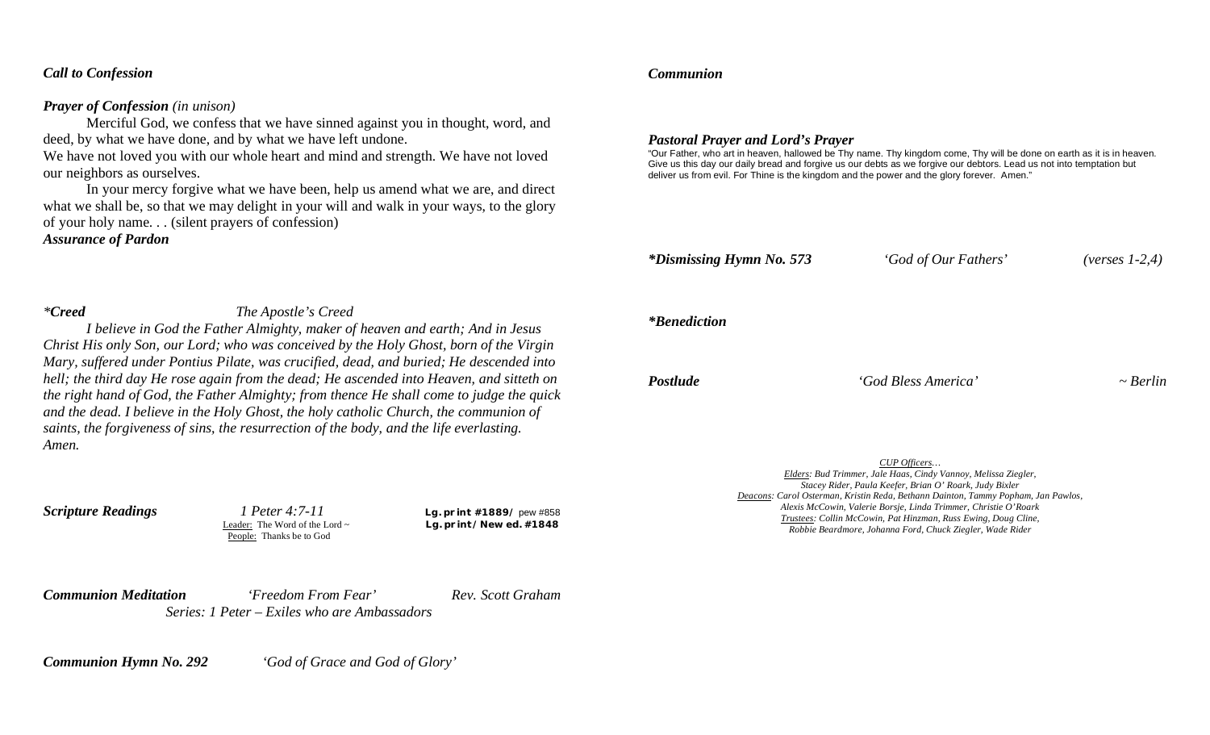***Call to Confession***

***Prayer of Confession*** *(in unison)*

Merciful God, we confess that we have sinned against you in thought, word, and deed, by what we have done, and by what we have left undone.

We have not loved you with our whole heart and mind and strength. We have not loved our neighbors as ourselves.

In your mercy forgive what we have been, help us amend what we are, and direct what we shall be, so that we may delight in your will and walk in your ways, to the glory of your holy name. . . (silent prayers of confession)

***Assurance of Pardon***

***\*Creed*** *The Apostle's Creed*

*I believe in God the Father Almighty, maker of heaven and earth; And in Jesus Christ His only Son, our Lord; who was conceived by the Holy Ghost, born of the Virgin Mary, suffered under Pontius Pilate, was crucified, dead, and buried; He descended into hell; the third day He rose again from the dead; He ascended into Heaven, and sitteth on the right hand of God, the Father Almighty; from thence He shall come to judge the quick and the dead. I believe in the Holy Ghost, the holy catholic Church, the communion of saints, the forgiveness of sins, the resurrection of the body, and the life everlasting. Amen.*

***Scripture Readings*** *1 Peter 4:7-11* **Lg. print #1889/** pew #858 **Lg. print/New ed. #1848**

Leader: The Word of the Lord ~
People: Thanks be to God

***Communion Meditation*** *'Freedom From Fear'* *Rev. Scott Graham*
*Series: 1 Peter – Exiles who are Ambassadors*

***Communion Hymn No. 292*** *'God of Grace and God of Glory'*

***Communion***

***Pastoral Prayer and Lord's Prayer***

"Our Father, who art in heaven, hallowed be Thy name. Thy kingdom come, Thy will be done on earth as it is in heaven. Give us this day our daily bread and forgive us our debts as we forgive our debtors. Lead us not into temptation but deliver us from evil. For Thine is the kingdom and the power and the glory forever. Amen."

***\*Dismissing Hymn No. 573*** *'God of Our Fathers'* *(verses 1-2,4)*

***\*Benediction***

***Postlude*** *'God Bless America'* *~ Berlin*

*CUP Officers…*
*Elders: Bud Trimmer, Jale Haas, Cindy Vannoy, Melissa Ziegler, Stacey Rider, Paula Keefer, Brian O' Roark, Judy Bixler*
*Deacons: Carol Osterman, Kristin Reda, Bethann Dainton, Tammy Popham, Jan Pawlos, Alexis McCowin, Valerie Borsje, Linda Trimmer, Christie O'Roark*
*Trustees: Collin McCowin, Pat Hinzman, Russ Ewing, Doug Cline, Robbie Beardmore, Johanna Ford, Chuck Ziegler, Wade Rider*